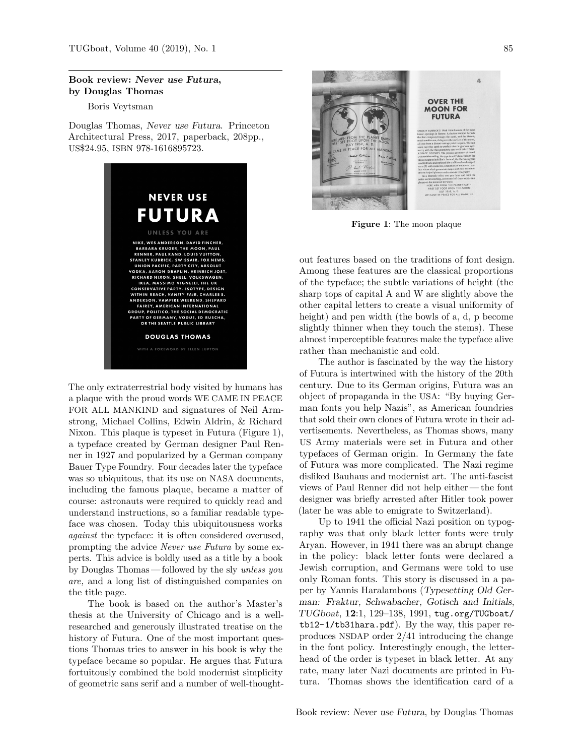## Book review: *Never use Futura*, by Douglas Thomas

Boris Veytsman

Douglas Thomas, *Never use Futura*. Princeton Architectural Press, 2017, paperback, 208pp., US$24.95, ISBN 978-1616895723.

The only extraterrestrial body visited by humans has a plaque with the proud words WE CAME IN PEACE FOR ALL MANKIND and signatures of Neil Armstrong, Michael Collins, Edwin Aldrin, & Richard Nixon. This plaque is typeset in Futura (Figure 1), a typeface created by German designer Paul Renner in 1927 and popularized by a German company Bauer Type Foundry. Four decades later the typeface was so ubiquitous, that its use on NASA documents, including the famous plaque, became a matter of course: astronauts were required to quickly read and understand instructions, so a familiar readable typeface was chosen. Today this ubiquitousness works *against* the typeface: it is often considered overused, prompting the advice *Never use Futura* by some experts. This advice is boldly used as a title by a book by Douglas Thomas — followed by the sly *unless you are,* and a long list of distinguished companies on the title page.

The book is based on the author's Master's thesis at the University of Chicago and is a well-researched and generously illustrated treatise on the history of Futura. One of the most important questions Thomas tries to answer in his book is why the typeface became so popular. He argues that Futura fortuitously combined the bold modernist simplicity of geometric sans serif and a number of well-thought-out features based on the traditions of font design. Among these features are the classical proportions of the typeface; the subtle variations of height (the sharp tops of capital A and W are slightly above the other capital letters to create a visual uniformity of height) and pen width (the bowls of a, d, p become slightly thinner when they touch the stems). These almost imperceptible features make the typeface alive rather than mechanistic and cold.

**Figure 1**: The moon plaque

The author is fascinated by the way the history of Futura is intertwined with the history of the 20th century. Due to its German origins, Futura was an object of propaganda in the USA: "By buying German fonts you help Nazis", as American foundries that sold their own clones of Futura wrote in their advertisements. Nevertheless, as Thomas shows, many US Army materials were set in Futura and other typefaces of German origin. In Germany the fate of Futura was more complicated. The Nazi regime disliked Bauhaus and modernist art. The anti-fascist views of Paul Renner did not help either — the font designer was briefly arrested after Hitler took power (later he was able to emigrate to Switzerland).

Up to 1941 the official Nazi position on typography was that only black letter fonts were truly Aryan. However, in 1941 there was an abrupt change in the policy: black letter fonts were declared a Jewish corruption, and Germans were told to use only Roman fonts. This story is discussed in a paper by Yannis Haralambous (*Typesetting Old German: Fraktur, Schwabacher, Gotisch and Initials*, *TUGboat*, **12**:1, 129–138, 1991, `tug.org/TUGboat/tb12-1/tb31hara.pdf`). By the way, this paper reproduces NSDAP order 2/41 introducing the change in the font policy. Interestingly enough, the letterhead of the order is typeset in black letter. At any rate, many later Nazi documents are printed in Futura. Thomas shows the identification card of a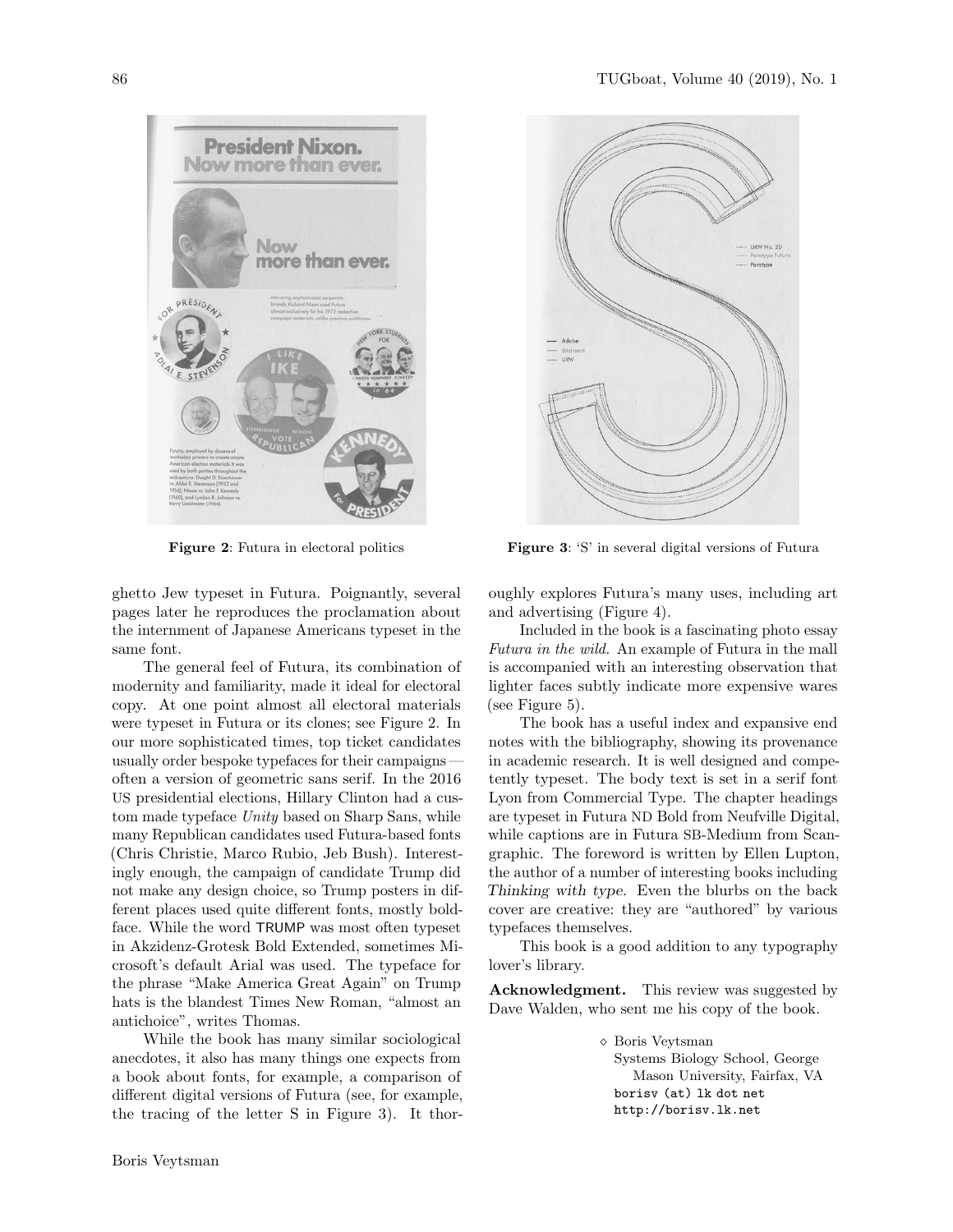Figure 2: Futura in electoral politics

Figure 3: 'S' in several digital versions of Futura

ghetto Jew typeset in Futura. Poignantly, several pages later he reproduces the proclamation about the internment of Japanese Americans typeset in the same font.

The general feel of Futura, its combination of modernity and familiarity, made it ideal for electoral copy. At one point almost all electoral materials were typeset in Futura or its clones; see Figure 2. In our more sophisticated times, top ticket candidates usually order bespoke typefaces for their campaigns — often a version of geometric sans serif. In the 2016 US presidential elections, Hillary Clinton had a custom made typeface *Unity* based on Sharp Sans, while many Republican candidates used Futura-based fonts (Chris Christie, Marco Rubio, Jeb Bush). Interestingly enough, the campaign of candidate Trump did not make any design choice, so Trump posters in different places used quite different fonts, mostly boldface. While the word TRUMP was most often typeset in Akzidenz-Grotesk Bold Extended, sometimes Microsoft's default Arial was used. The typeface for the phrase "Make America Great Again" on Trump hats is the blandest Times New Roman, "almost an antichoice", writes Thomas.

While the book has many similar sociological anecdotes, it also has many things one expects from a book about fonts, for example, a comparison of different digital versions of Futura (see, for example, the tracing of the letter S in Figure 3). It thoroughly explores Futura's many uses, including art and advertising (Figure 4).

Included in the book is a fascinating photo essay *Futura in the wild*. An example of Futura in the mall is accompanied with an interesting observation that lighter faces subtly indicate more expensive wares (see Figure 5).

The book has a useful index and expansive end notes with the bibliography, showing its provenance in academic research. It is well designed and competently typeset. The body text is set in a serif font Lyon from Commercial Type. The chapter headings are typeset in Futura ND Bold from Neufville Digital, while captions are in Futura SB-Medium from Scangraphic. The foreword is written by Ellen Lupton, the author of a number of interesting books including *Thinking with type*. Even the blurbs on the back cover are creative: they are "authored" by various typefaces themselves.

This book is a good addition to any typography lover's library.

**Acknowledgment.** This review was suggested by Dave Walden, who sent me his copy of the book.

◇ Boris Veytsman
Systems Biology School, George Mason University, Fairfax, VA
borisv (at) lk dot net
http://borisv.lk.net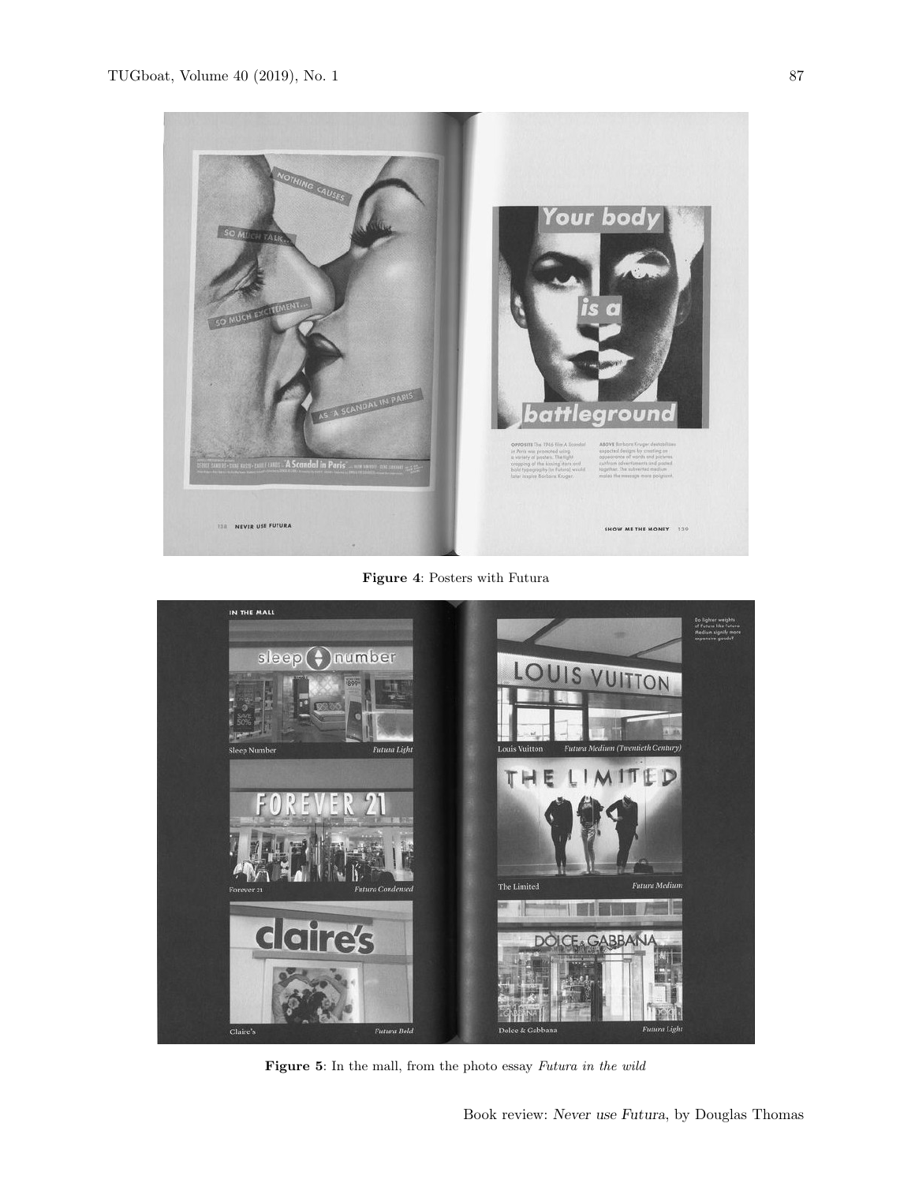**Figure 4**: Posters with Futura

**Figure 5**: In the mall, from the photo essay *Futura in the wild*

Book review: *Never use Futura*, by Douglas Thomas